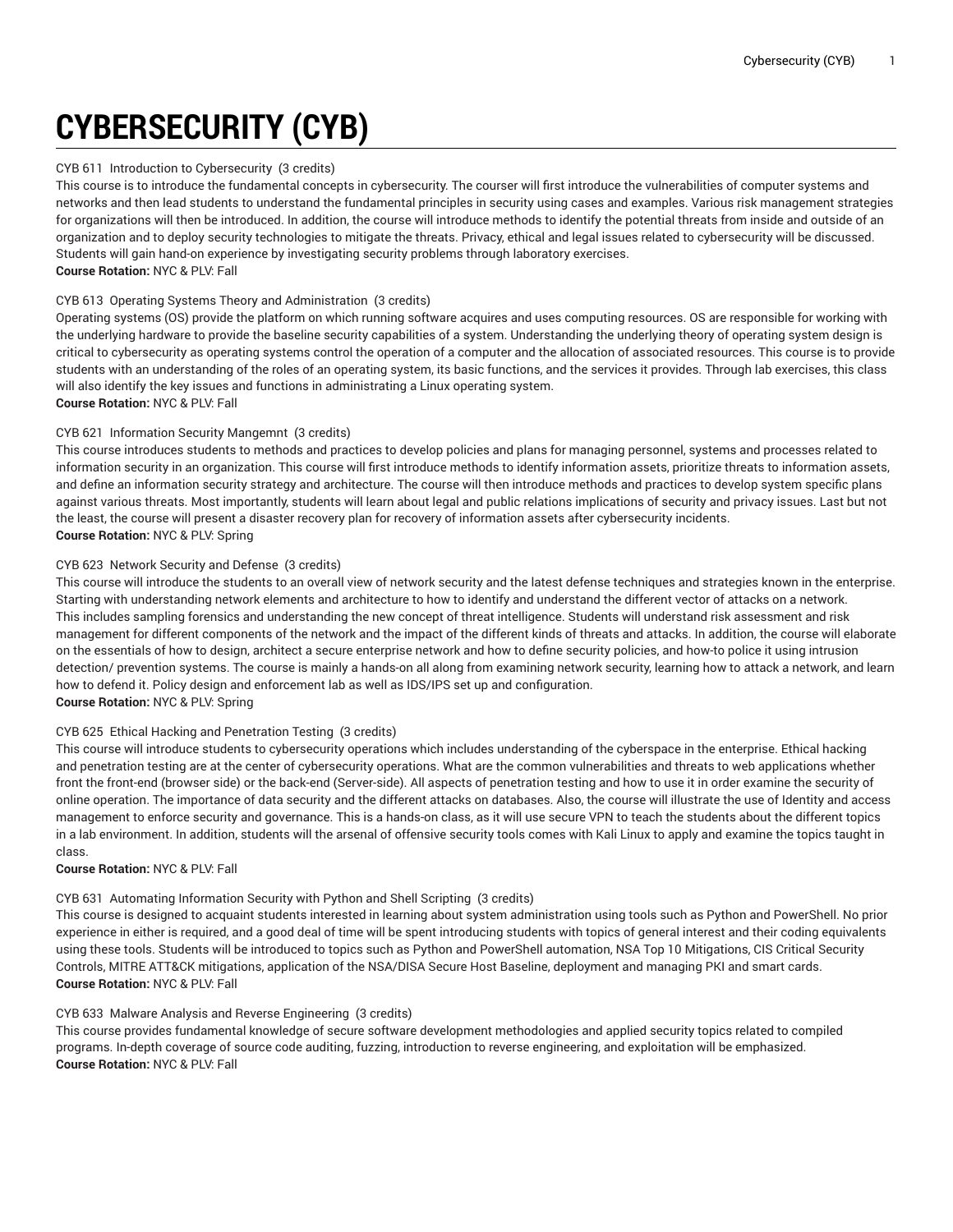# CYBERSECURITY (CYB)

CYB 611 Introduction to Cybersecurity (3 credits)
This course is to introduce the fundamental concepts in cybersecurity. The courser will first introduce the vulnerabilities of computer systems and networks and then lead students to understand the fundamental principles in security using cases and examples. Various risk management strategies for organizations will then be introduced. In addition, the course will introduce methods to identify the potential threats from inside and outside of an organization and to deploy security technologies to mitigate the threats. Privacy, ethical and legal issues related to cybersecurity will be discussed. Students will gain hand-on experience by investigating security problems through laboratory exercises.
**Course Rotation:** NYC & PLV: Fall

CYB 613 Operating Systems Theory and Administration (3 credits)
Operating systems (OS) provide the platform on which running software acquires and uses computing resources. OS are responsible for working with the underlying hardware to provide the baseline security capabilities of a system. Understanding the underlying theory of operating system design is critical to cybersecurity as operating systems control the operation of a computer and the allocation of associated resources. This course is to provide students with an understanding of the roles of an operating system, its basic functions, and the services it provides. Through lab exercises, this class will also identify the key issues and functions in administrating a Linux operating system.
**Course Rotation:** NYC & PLV: Fall

CYB 621 Information Security Mangemnt (3 credits)
This course introduces students to methods and practices to develop policies and plans for managing personnel, systems and processes related to information security in an organization. This course will first introduce methods to identify information assets, prioritize threats to information assets, and define an information security strategy and architecture. The course will then introduce methods and practices to develop system specific plans against various threats. Most importantly, students will learn about legal and public relations implications of security and privacy issues. Last but not the least, the course will present a disaster recovery plan for recovery of information assets after cybersecurity incidents.
**Course Rotation:** NYC & PLV: Spring

CYB 623 Network Security and Defense (3 credits)
This course will introduce the students to an overall view of network security and the latest defense techniques and strategies known in the enterprise. Starting with understanding network elements and architecture to how to identify and understand the different vector of attacks on a network. This includes sampling forensics and understanding the new concept of threat intelligence. Students will understand risk assessment and risk management for different components of the network and the impact of the different kinds of threats and attacks. In addition, the course will elaborate on the essentials of how to design, architect a secure enterprise network and how to define security policies, and how-to police it using intrusion detection/ prevention systems. The course is mainly a hands-on all along from examining network security, learning how to attack a network, and learn how to defend it. Policy design and enforcement lab as well as IDS/IPS set up and configuration.
**Course Rotation:** NYC & PLV: Spring

CYB 625 Ethical Hacking and Penetration Testing (3 credits)
This course will introduce students to cybersecurity operations which includes understanding of the cyberspace in the enterprise. Ethical hacking and penetration testing are at the center of cybersecurity operations. What are the common vulnerabilities and threats to web applications whether front the front-end (browser side) or the back-end (Server-side). All aspects of penetration testing and how to use it in order examine the security of online operation. The importance of data security and the different attacks on databases. Also, the course will illustrate the use of Identity and access management to enforce security and governance. This is a hands-on class, as it will use secure VPN to teach the students about the different topics in a lab environment. In addition, students will the arsenal of offensive security tools comes with Kali Linux to apply and examine the topics taught in class.
**Course Rotation:** NYC & PLV: Fall

CYB 631 Automating Information Security with Python and Shell Scripting (3 credits)
This course is designed to acquaint students interested in learning about system administration using tools such as Python and PowerShell. No prior experience in either is required, and a good deal of time will be spent introducing students with topics of general interest and their coding equivalents using these tools. Students will be introduced to topics such as Python and PowerShell automation, NSA Top 10 Mitigations, CIS Critical Security Controls, MITRE ATT&CK mitigations, application of the NSA/DISA Secure Host Baseline, deployment and managing PKI and smart cards.
**Course Rotation:** NYC & PLV: Fall

CYB 633 Malware Analysis and Reverse Engineering (3 credits)
This course provides fundamental knowledge of secure software development methodologies and applied security topics related to compiled programs. In-depth coverage of source code auditing, fuzzing, introduction to reverse engineering, and exploitation will be emphasized.
**Course Rotation:** NYC & PLV: Fall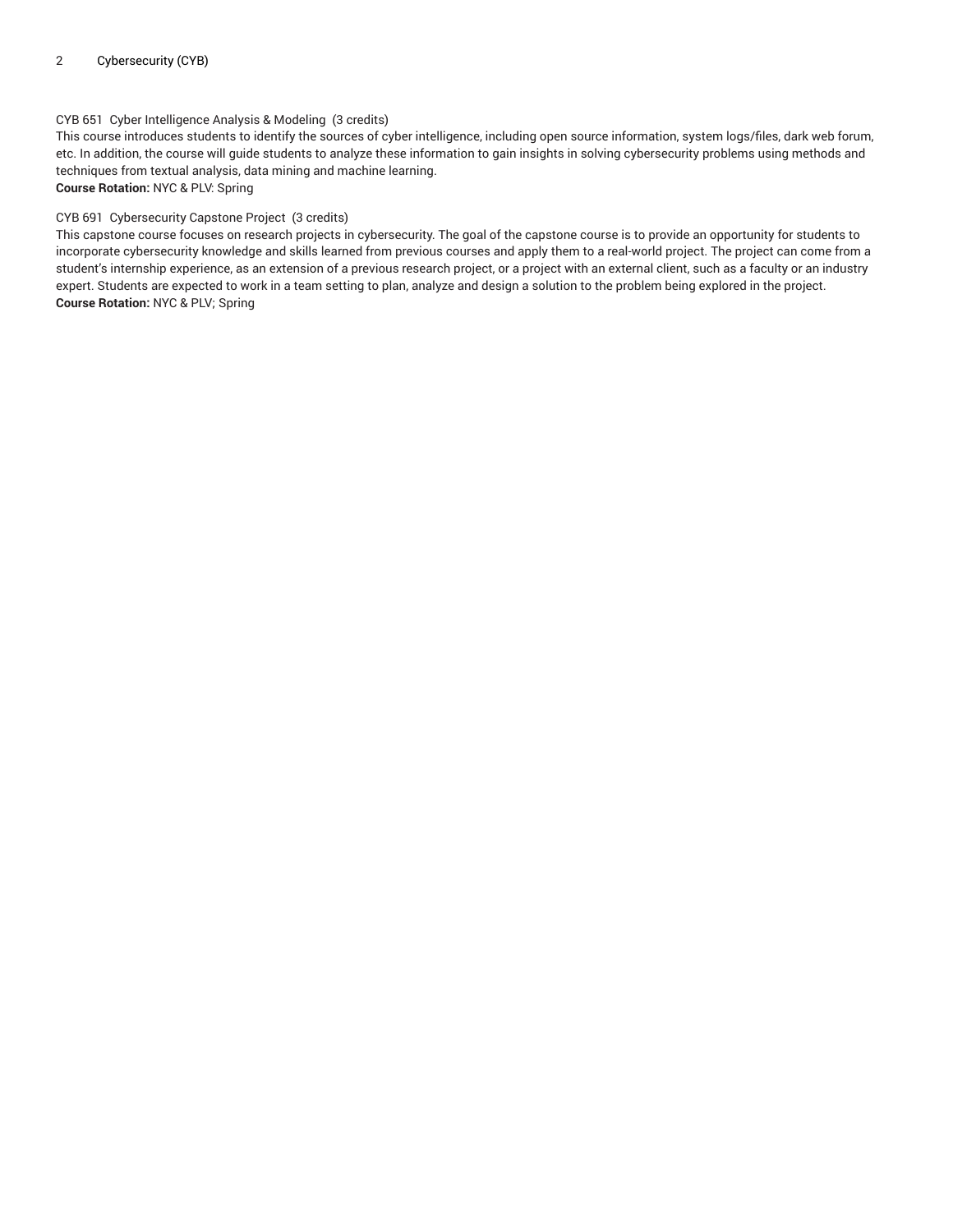CYB 651  Cyber Intelligence Analysis & Modeling  (3 credits)
This course introduces students to identify the sources of cyber intelligence, including open source information, system logs/files, dark web forum, etc. In addition, the course will guide students to analyze these information to gain insights in solving cybersecurity problems using methods and techniques from textual analysis, data mining and machine learning.
**Course Rotation:** NYC & PLV: Spring

CYB 691  Cybersecurity Capstone Project  (3 credits)
This capstone course focuses on research projects in cybersecurity. The goal of the capstone course is to provide an opportunity for students to incorporate cybersecurity knowledge and skills learned from previous courses and apply them to a real-world project. The project can come from a student's internship experience, as an extension of a previous research project, or a project with an external client, such as a faculty or an industry expert. Students are expected to work in a team setting to plan, analyze and design a solution to the problem being explored in the project.
**Course Rotation:** NYC & PLV; Spring